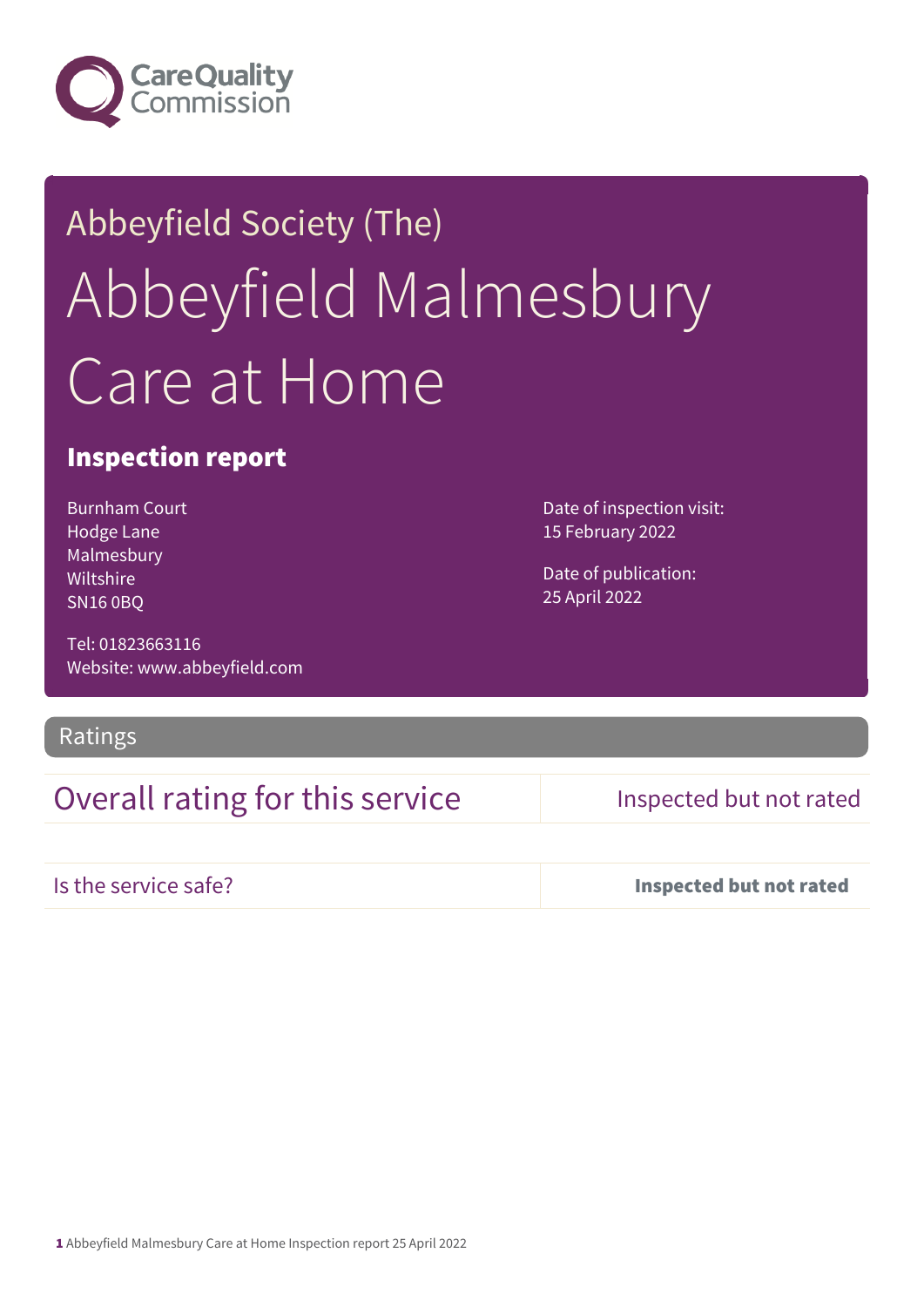Care Quality Commission

# Abbeyfield Society (The)

# Abbeyfield Malmesbury Care at Home

## Inspection report

Burnham Court
Hodge Lane
Malmesbury
Wiltshire
SN16 0BQ

Tel: 01823663116
Website: www.abbeyfield.com

Date of inspection visit:
15 February 2022

Date of publication:
25 April 2022

## Ratings

| Overall rating for this service | Inspected but not rated |
| --- | --- |
| Is the service safe? | **Inspected but not rated** |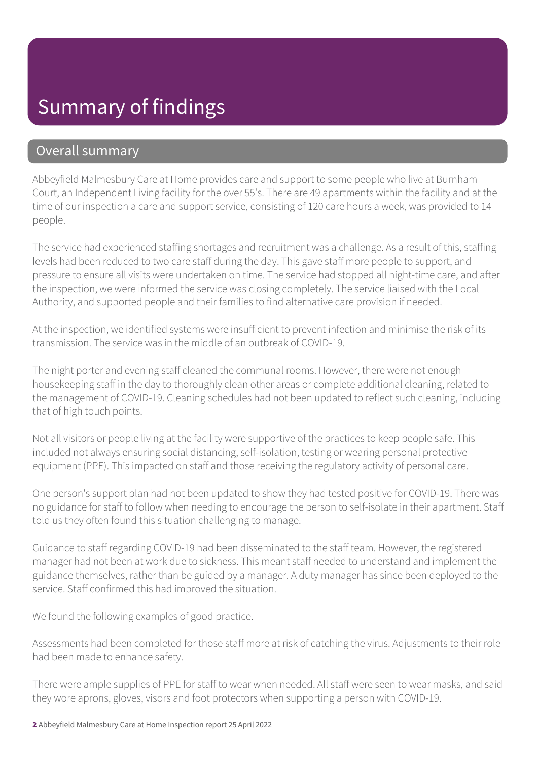# Summary of findings

## Overall summary

Abbeyfield Malmesbury Care at Home provides care and support to some people who live at Burnham Court, an Independent Living facility for the over 55's. There are 49 apartments within the facility and at the time of our inspection a care and support service, consisting of 120 care hours a week, was provided to 14 people.

The service had experienced staffing shortages and recruitment was a challenge. As a result of this, staffing levels had been reduced to two care staff during the day. This gave staff more people to support, and pressure to ensure all visits were undertaken on time. The service had stopped all night-time care, and after the inspection, we were informed the service was closing completely. The service liaised with the Local Authority, and supported people and their families to find alternative care provision if needed.

At the inspection, we identified systems were insufficient to prevent infection and minimise the risk of its transmission. The service was in the middle of an outbreak of COVID-19.

The night porter and evening staff cleaned the communal rooms. However, there were not enough housekeeping staff in the day to thoroughly clean other areas or complete additional cleaning, related to the management of COVID-19. Cleaning schedules had not been updated to reflect such cleaning, including that of high touch points.

Not all visitors or people living at the facility were supportive of the practices to keep people safe. This included not always ensuring social distancing, self-isolation, testing or wearing personal protective equipment (PPE). This impacted on staff and those receiving the regulatory activity of personal care.

One person's support plan had not been updated to show they had tested positive for COVID-19. There was no guidance for staff to follow when needing to encourage the person to self-isolate in their apartment. Staff told us they often found this situation challenging to manage.

Guidance to staff regarding COVID-19 had been disseminated to the staff team. However, the registered manager had not been at work due to sickness. This meant staff needed to understand and implement the guidance themselves, rather than be guided by a manager. A duty manager has since been deployed to the service. Staff confirmed this had improved the situation.

We found the following examples of good practice.

Assessments had been completed for those staff more at risk of catching the virus. Adjustments to their role had been made to enhance safety.

There were ample supplies of PPE for staff to wear when needed. All staff were seen to wear masks, and said they wore aprons, gloves, visors and foot protectors when supporting a person with COVID-19.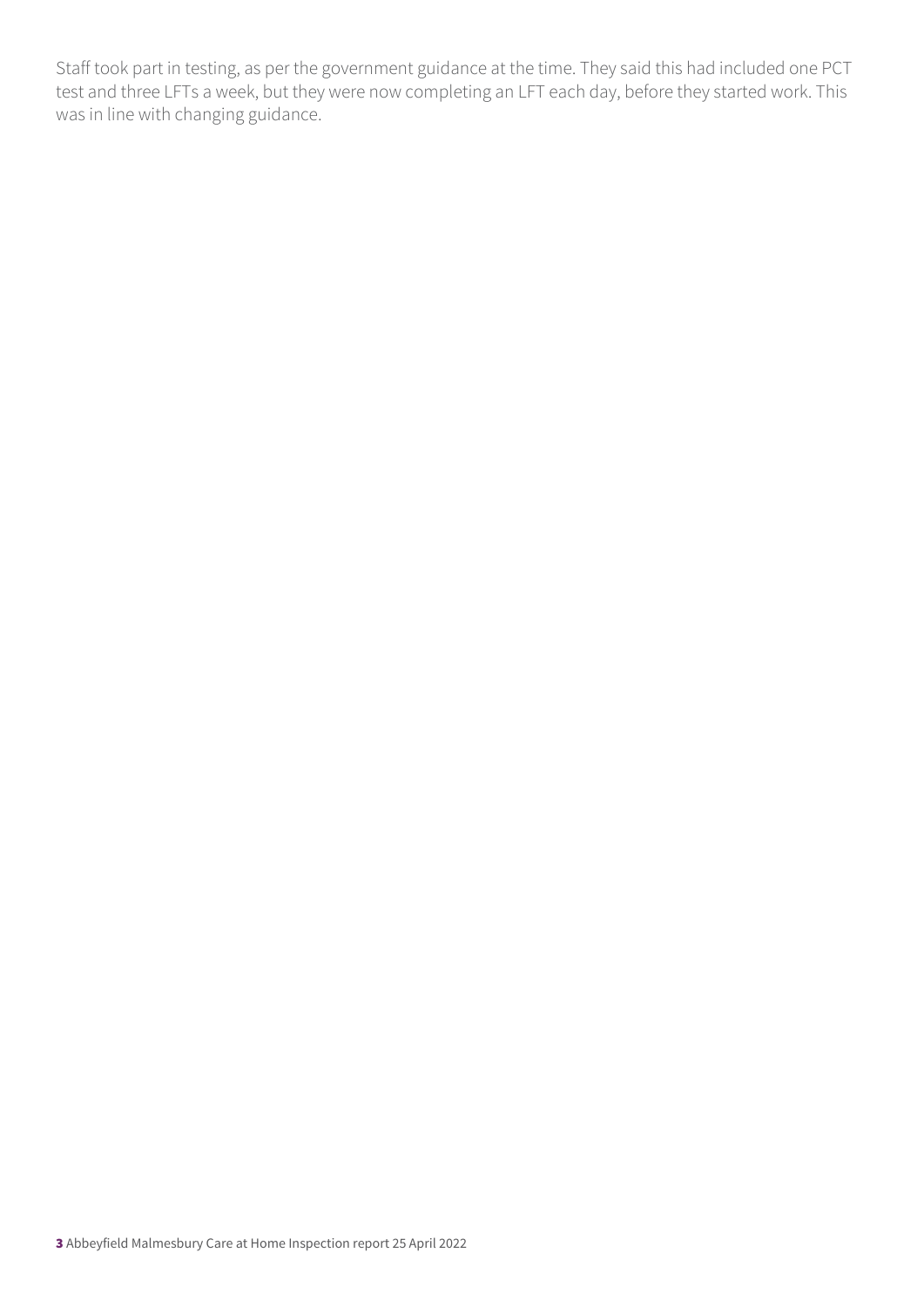Staff took part in testing, as per the government guidance at the time. They said this had included one PCT test and three LFTs a week, but they were now completing an LFT each day, before they started work. This was in line with changing guidance.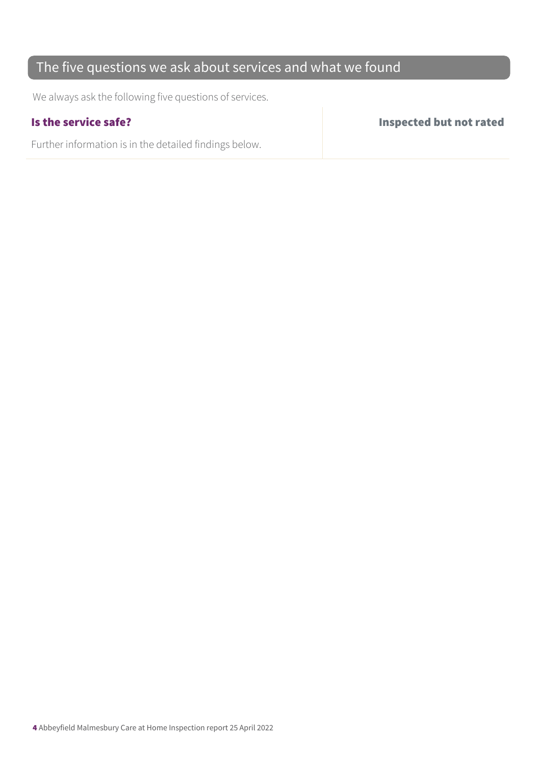## The five questions we ask about services and what we found

We always ask the following five questions of services.

| **Is the service safe?** | **Inspected but not rated** |
|---|---|
| Further information is in the detailed findings below. | |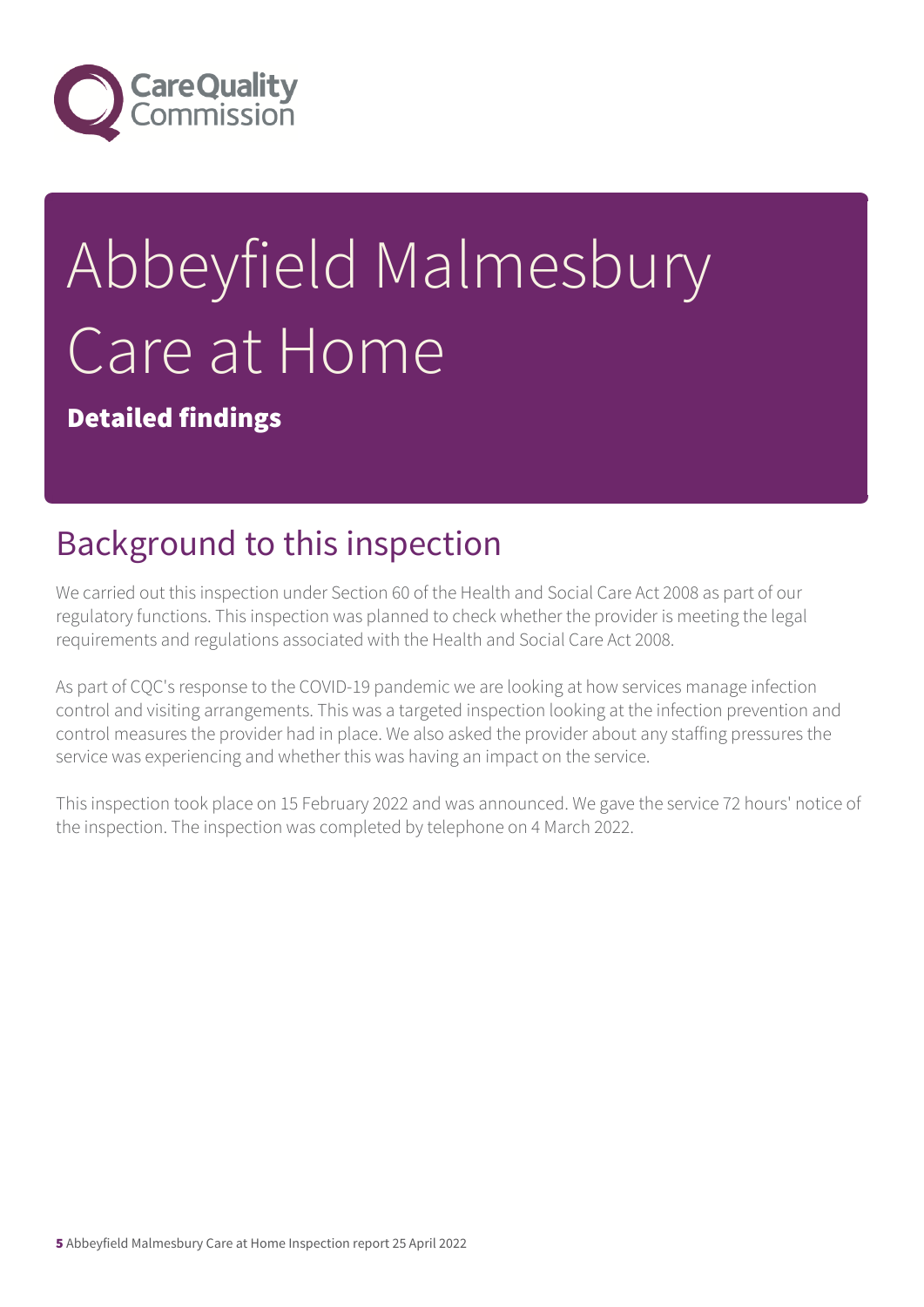# Abbeyfield Malmesbury Care at Home

**Detailed findings**

## Background to this inspection

We carried out this inspection under Section 60 of the Health and Social Care Act 2008 as part of our regulatory functions. This inspection was planned to check whether the provider is meeting the legal requirements and regulations associated with the Health and Social Care Act 2008.

As part of CQC's response to the COVID-19 pandemic we are looking at how services manage infection control and visiting arrangements. This was a targeted inspection looking at the infection prevention and control measures the provider had in place. We also asked the provider about any staffing pressures the service was experiencing and whether this was having an impact on the service.

This inspection took place on 15 February 2022 and was announced. We gave the service 72 hours' notice of the inspection. The inspection was completed by telephone on 4 March 2022.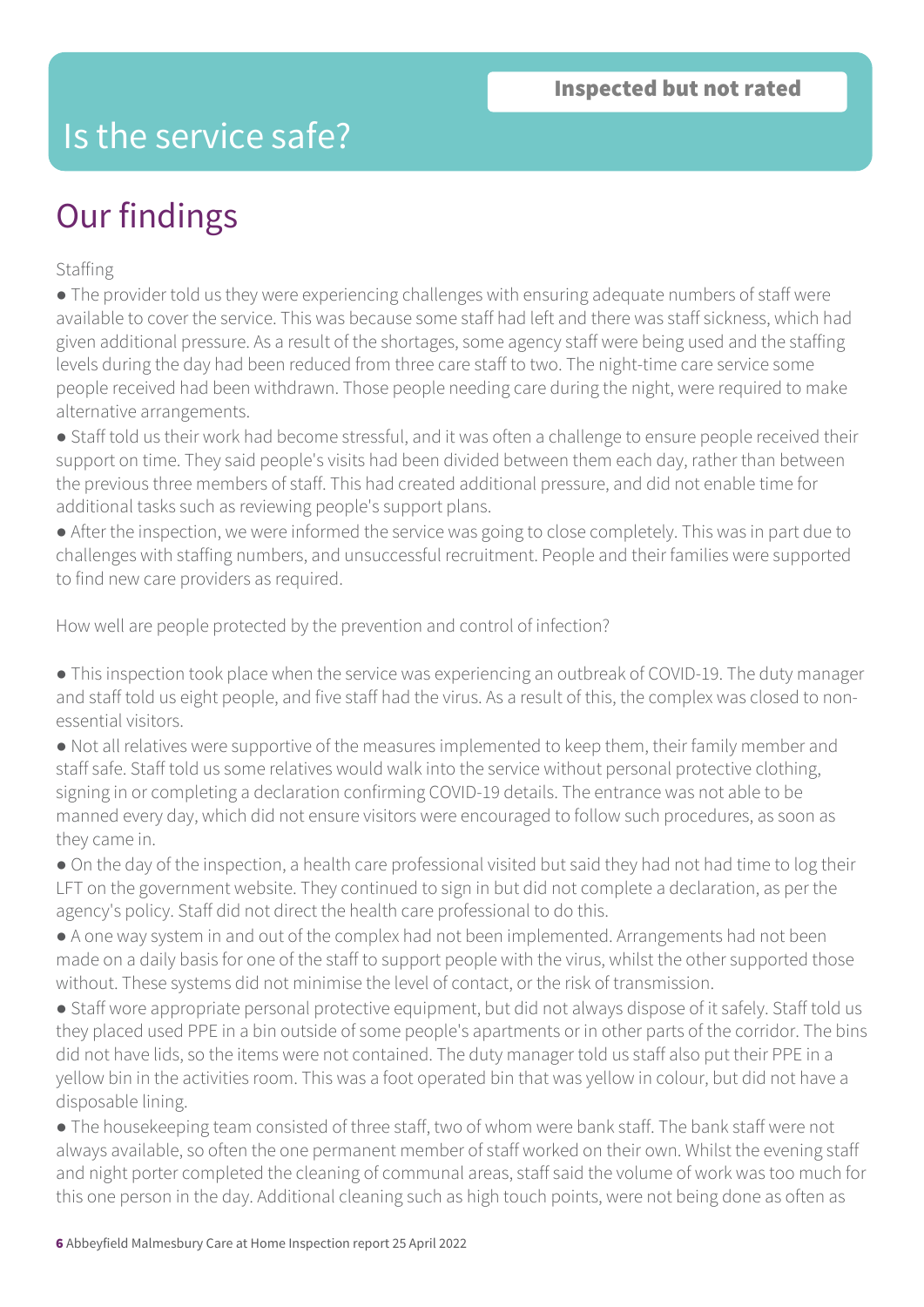# Is the service safe?

**Inspected but not rated**

## Our findings

Staffing

- The provider told us they were experiencing challenges with ensuring adequate numbers of staff were available to cover the service. This was because some staff had left and there was staff sickness, which had given additional pressure. As a result of the shortages, some agency staff were being used and the staffing levels during the day had been reduced from three care staff to two. The night-time care service some people received had been withdrawn. Those people needing care during the night, were required to make alternative arrangements.
- Staff told us their work had become stressful, and it was often a challenge to ensure people received their support on time. They said people's visits had been divided between them each day, rather than between the previous three members of staff. This had created additional pressure, and did not enable time for additional tasks such as reviewing people's support plans.
- After the inspection, we were informed the service was going to close completely. This was in part due to challenges with staffing numbers, and unsuccessful recruitment. People and their families were supported to find new care providers as required.

How well are people protected by the prevention and control of infection?

- This inspection took place when the service was experiencing an outbreak of COVID-19. The duty manager and staff told us eight people, and five staff had the virus. As a result of this, the complex was closed to non-essential visitors.
- Not all relatives were supportive of the measures implemented to keep them, their family member and staff safe. Staff told us some relatives would walk into the service without personal protective clothing, signing in or completing a declaration confirming COVID-19 details. The entrance was not able to be manned every day, which did not ensure visitors were encouraged to follow such procedures, as soon as they came in.
- On the day of the inspection, a health care professional visited but said they had not had time to log their LFT on the government website. They continued to sign in but did not complete a declaration, as per the agency's policy. Staff did not direct the health care professional to do this.
- A one way system in and out of the complex had not been implemented. Arrangements had not been made on a daily basis for one of the staff to support people with the virus, whilst the other supported those without. These systems did not minimise the level of contact, or the risk of transmission.
- Staff wore appropriate personal protective equipment, but did not always dispose of it safely. Staff told us they placed used PPE in a bin outside of some people's apartments or in other parts of the corridor. The bins did not have lids, so the items were not contained. The duty manager told us staff also put their PPE in a yellow bin in the activities room. This was a foot operated bin that was yellow in colour, but did not have a disposable lining.
- The housekeeping team consisted of three staff, two of whom were bank staff. The bank staff were not always available, so often the one permanent member of staff worked on their own. Whilst the evening staff and night porter completed the cleaning of communal areas, staff said the volume of work was too much for this one person in the day. Additional cleaning such as high touch points, were not being done as often as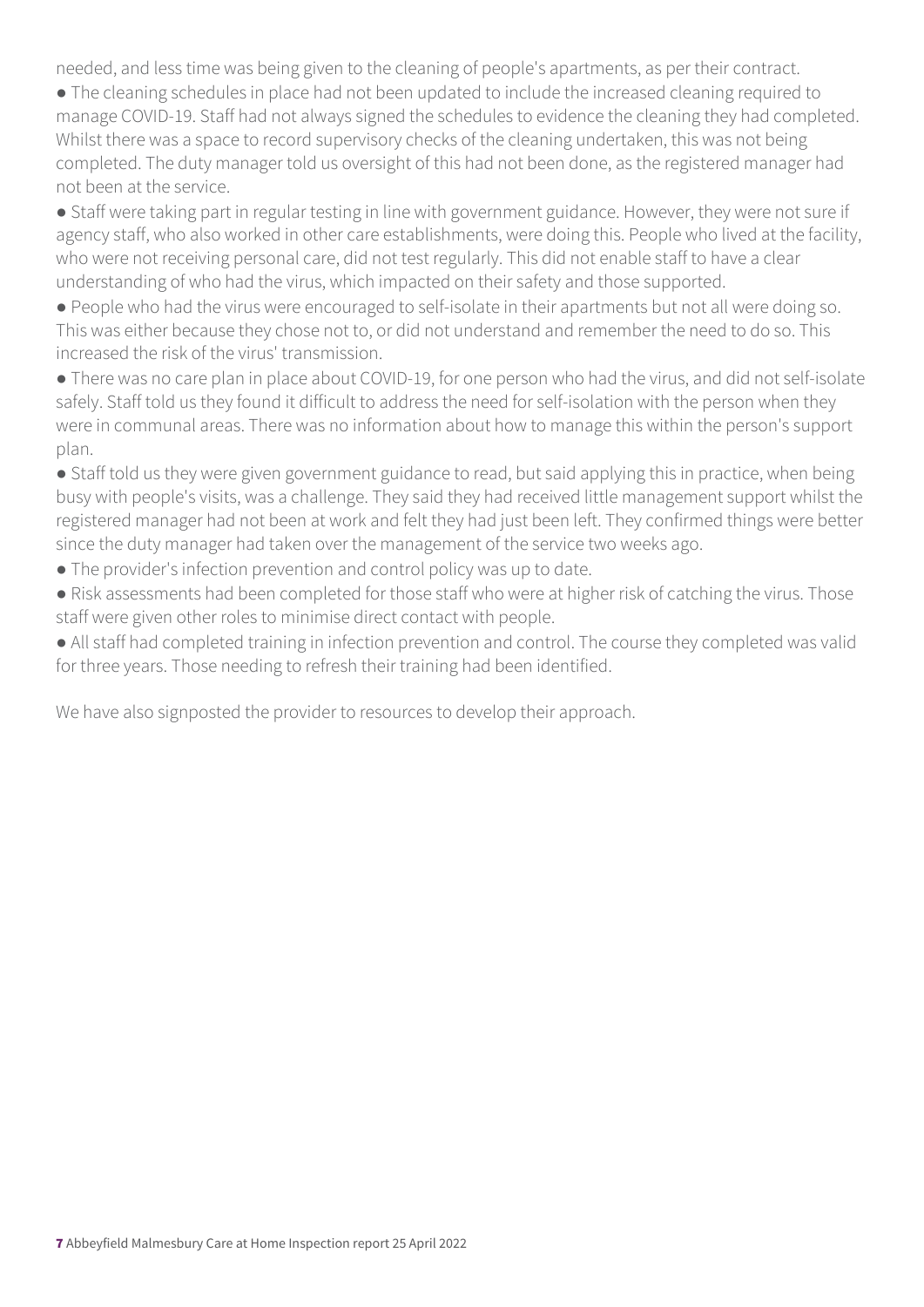needed, and less time was being given to the cleaning of people's apartments, as per their contract.

- The cleaning schedules in place had not been updated to include the increased cleaning required to manage COVID-19. Staff had not always signed the schedules to evidence the cleaning they had completed. Whilst there was a space to record supervisory checks of the cleaning undertaken, this was not being completed. The duty manager told us oversight of this had not been done, as the registered manager had not been at the service.
- Staff were taking part in regular testing in line with government guidance. However, they were not sure if agency staff, who also worked in other care establishments, were doing this. People who lived at the facility, who were not receiving personal care, did not test regularly. This did not enable staff to have a clear understanding of who had the virus, which impacted on their safety and those supported.
- People who had the virus were encouraged to self-isolate in their apartments but not all were doing so. This was either because they chose not to, or did not understand and remember the need to do so. This increased the risk of the virus' transmission.
- There was no care plan in place about COVID-19, for one person who had the virus, and did not self-isolate safely. Staff told us they found it difficult to address the need for self-isolation with the person when they were in communal areas. There was no information about how to manage this within the person's support plan.
- Staff told us they were given government guidance to read, but said applying this in practice, when being busy with people's visits, was a challenge. They said they had received little management support whilst the registered manager had not been at work and felt they had just been left. They confirmed things were better since the duty manager had taken over the management of the service two weeks ago.
- The provider's infection prevention and control policy was up to date.
- Risk assessments had been completed for those staff who were at higher risk of catching the virus. Those staff were given other roles to minimise direct contact with people.
- All staff had completed training in infection prevention and control. The course they completed was valid for three years. Those needing to refresh their training had been identified.

We have also signposted the provider to resources to develop their approach.